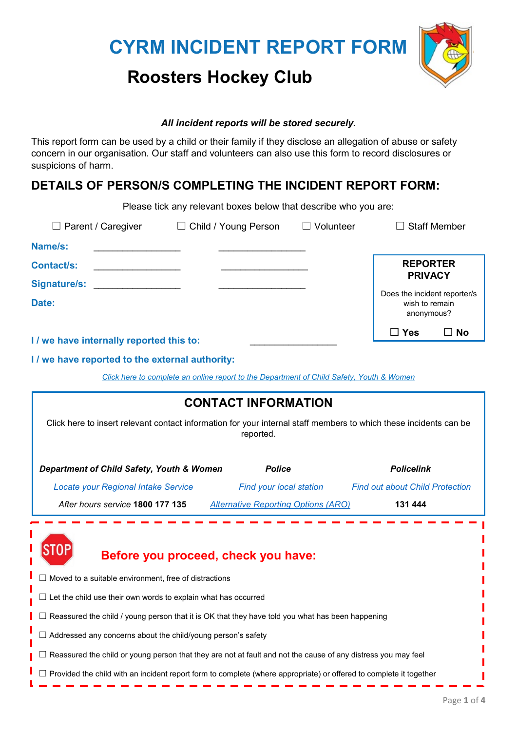# CYRM INCIDENT REPORT FORM

## Roosters Hockey Club

***All incident reports will be stored securely.***

This report form can be used by a child or their family if they disclose an allegation of abuse or safety concern in our organisation. Our staff and volunteers can also use this form to record disclosures or suspicions of harm.

## DETAILS OF PERSON/S COMPLETING THE INCIDENT REPORT FORM:

Please tick any relevant boxes below that describe who you are:

☐ Parent / Caregiver ☐ Child / Young Person ☐ Volunteer ☐ Staff Member

**Name/s:** ________________ ________________

**Contact/s:** ________________ ________________

**Signature/s:** ________________ ________________

**Date:**

**REPORTER PRIVACY**

Does the incident reporter/s wish to remain anonymous?

☐ **Yes** ☐ **No**

**I / we have internally reported this to:** ________________

**I / we have reported to the external authority:**

*Click here to complete an online report to the Department of Child Safety, Youth & Women*

## CONTACT INFORMATION

Click here to insert relevant contact information for your internal staff members to which these incidents can be reported.

| *Department of Child Safety, Youth & Women* | *Police* | *Policelink* |
|---|---|---|
| *Locate your Regional Intake Service* | *Find your local station* | *Find out about Child Protection* |
| *After hours service* **1800 177 135** | *Alternative Reporting Options (ARO)* | **131 444** |

## Before you proceed, check you have:

☐ Moved to a suitable environment, free of distractions

☐ Let the child use their own words to explain what has occurred

☐ Reassured the child / young person that it is OK that they have told you what has been happening

☐ Addressed any concerns about the child/young person's safety

☐ Reassured the child or young person that they are not at fault and not the cause of any distress you may feel

☐ Provided the child with an incident report form to complete (where appropriate) or offered to complete it together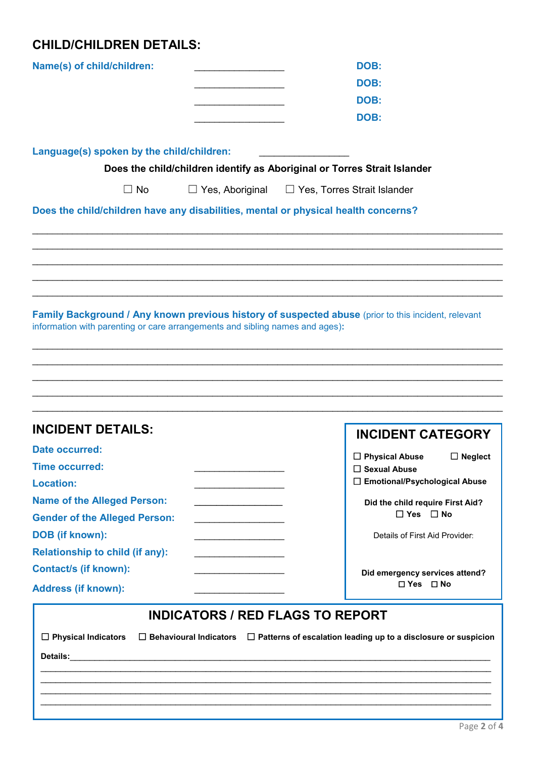## CHILD/CHILDREN DETAILS:

**Name(s) of child/children:** ________________ **DOB:**

________________ **DOB:**

________________ **DOB:**

________________ **DOB:**

**Language(s) spoken by the child/children:** ________________

**Does the child/children identify as Aboriginal or Torres Strait Islander**

☐ No ☐ Yes, Aboriginal ☐ Yes, Torres Strait Islander

**Does the child/children have any disabilities, mental or physical health concerns?**

________________________________________________________________________________
________________________________________________________________________________
________________________________________________________________________________
________________________________________________________________________________
________________________________________________________________________________

**Family Background / Any known previous history of suspected abuse** (prior to this incident, relevant information with parenting or care arrangements and sibling names and ages)**:**

________________________________________________________________________________
________________________________________________________________________________
________________________________________________________________________________
________________________________________________________________________________
________________________________________________________________________________

## INCIDENT DETAILS:

**Date occurred:**

**Time occurred:** ________________

**Location:** ________________

**Name of the Alleged Person:** ________________

**Gender of the Alleged Person:** ________________

**DOB (if known):** ________________

**Relationship to child (if any):** ________________

**Contact/s (if known):** ________________

**Address (if known):** ________________

## INCIDENT CATEGORY

☐ **Physical Abuse** ☐ **Neglect**
☐ **Sexual Abuse**
☐ **Emotional/Psychological Abuse**

**Did the child require First Aid?**
☐ **Yes** ☐ **No**

Details of First Aid Provider:

**Did emergency services attend?**
☐ **Yes** ☐ **No**

## INDICATORS / RED FLAGS TO REPORT

☐ **Physical Indicators** ☐ **Behavioural Indicators** ☐ **Patterns of escalation leading up to a disclosure or suspicion**

**Details:**________________________________________________________________________
________________________________________________________________________________
________________________________________________________________________________
________________________________________________________________________________
________________________________________________________________________________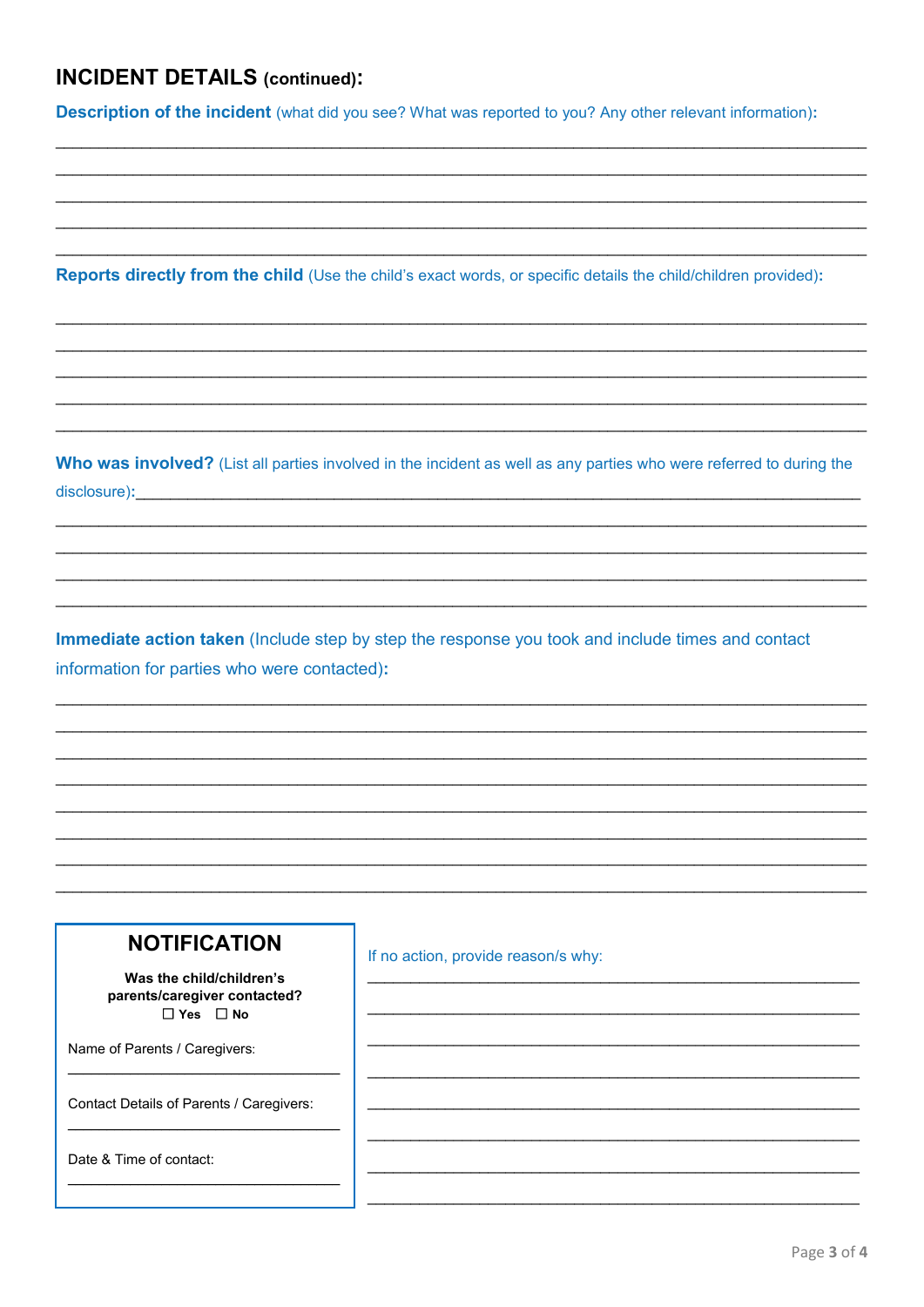## INCIDENT DETAILS (continued):

**Description of the incident** (what did you see? What was reported to you? Any other relevant information):

______________________________________________________________________________

______________________________________________________________________________

______________________________________________________________________________

______________________________________________________________________________

______________________________________________________________________________

**Reports directly from the child** (Use the child's exact words, or specific details the child/children provided):

______________________________________________________________________________

______________________________________________________________________________

______________________________________________________________________________

______________________________________________________________________________

______________________________________________________________________________

**Who was involved?** (List all parties involved in the incident as well as any parties who were referred to during the disclosure):______________________________________________________________

______________________________________________________________________________

______________________________________________________________________________

______________________________________________________________________________

______________________________________________________________________________

**Immediate action taken** (Include step by step the response you took and include times and contact information for parties who were contacted):

______________________________________________________________________________

______________________________________________________________________________

______________________________________________________________________________

______________________________________________________________________________

______________________________________________________________________________

______________________________________________________________________________

______________________________________________________________________________

______________________________________________________________________________

### NOTIFICATION

**Was the child/children's parents/caregiver contacted?**

☐ **Yes** ☐ **No**

Name of Parents / Caregivers:

______________________________

Contact Details of Parents / Caregivers:

______________________________

Date & Time of contact:

______________________________

If no action, provide reason/s why:

______________________________________________________

______________________________________________________

______________________________________________________

______________________________________________________

______________________________________________________

______________________________________________________

______________________________________________________

______________________________________________________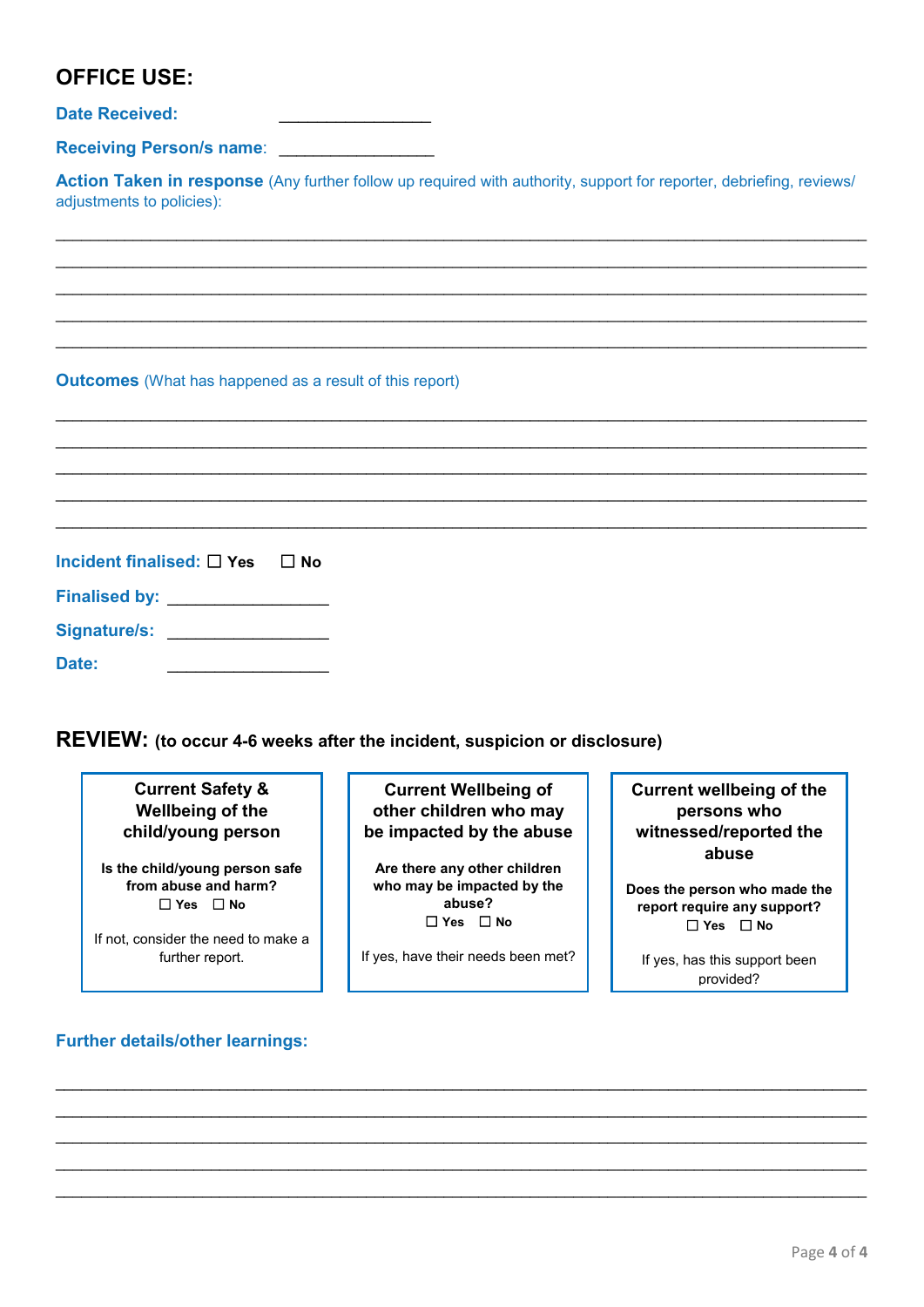## OFFICE USE:

**Date Received:** ________________

**Receiving Person/s name**: ________________

**Action Taken in response** (Any further follow up required with authority, support for reporter, debriefing, reviews/ adjustments to policies):

______________________________________________________________________________

______________________________________________________________________________

______________________________________________________________________________

______________________________________________________________________________

______________________________________________________________________________

**Outcomes** (What has happened as a result of this report)

______________________________________________________________________________

______________________________________________________________________________

______________________________________________________________________________

______________________________________________________________________________

______________________________________________________________________________

**Incident finalised:** ☐ **Yes** ☐ **No**

**Finalised by:** _________________

**Signature/s:** _________________

**Date:** _________________

## REVIEW: (to occur 4-6 weeks after the incident, suspicion or disclosure)

| Current Safety & Wellbeing of the child/young person | Current Wellbeing of other children who may be impacted by the abuse | Current wellbeing of the persons who witnessed/reported the abuse |
|---|---|---|
| **Is the child/young person safe from abuse and harm?** ☐ **Yes** ☐ **No** | **Are there any other children who may be impacted by the abuse?** ☐ **Yes** ☐ **No** | **Does the person who made the report require any support?** ☐ **Yes** ☐ **No** |
| If not, consider the need to make a further report. | If yes, have their needs been met? | If yes, has this support been provided? |

**Further details/other learnings:**

______________________________________________________________________________

______________________________________________________________________________

______________________________________________________________________________

______________________________________________________________________________

______________________________________________________________________________